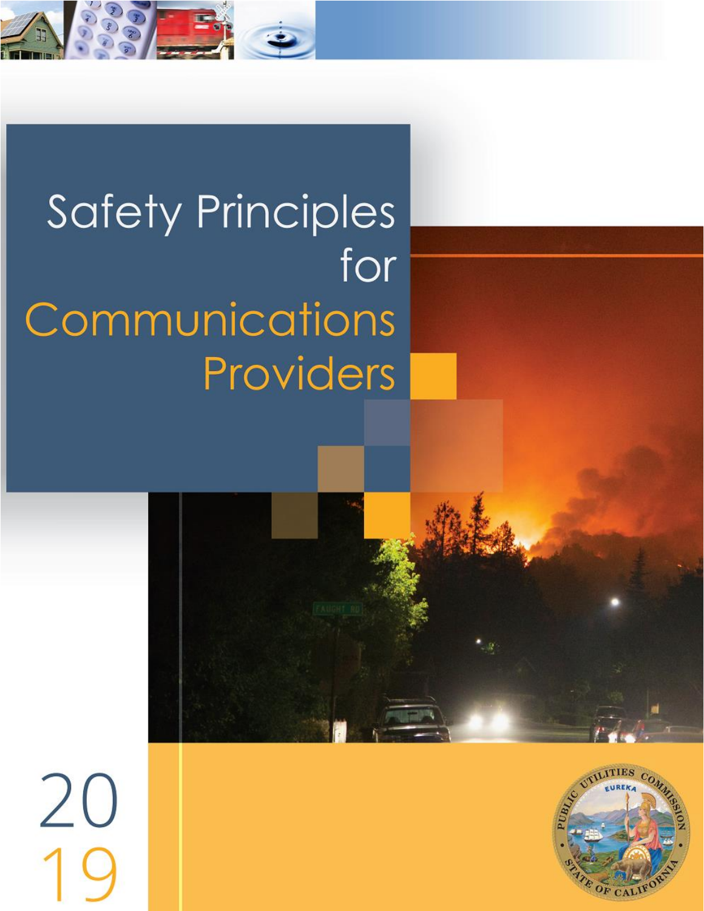# Safety Principles for Communications Providers

2019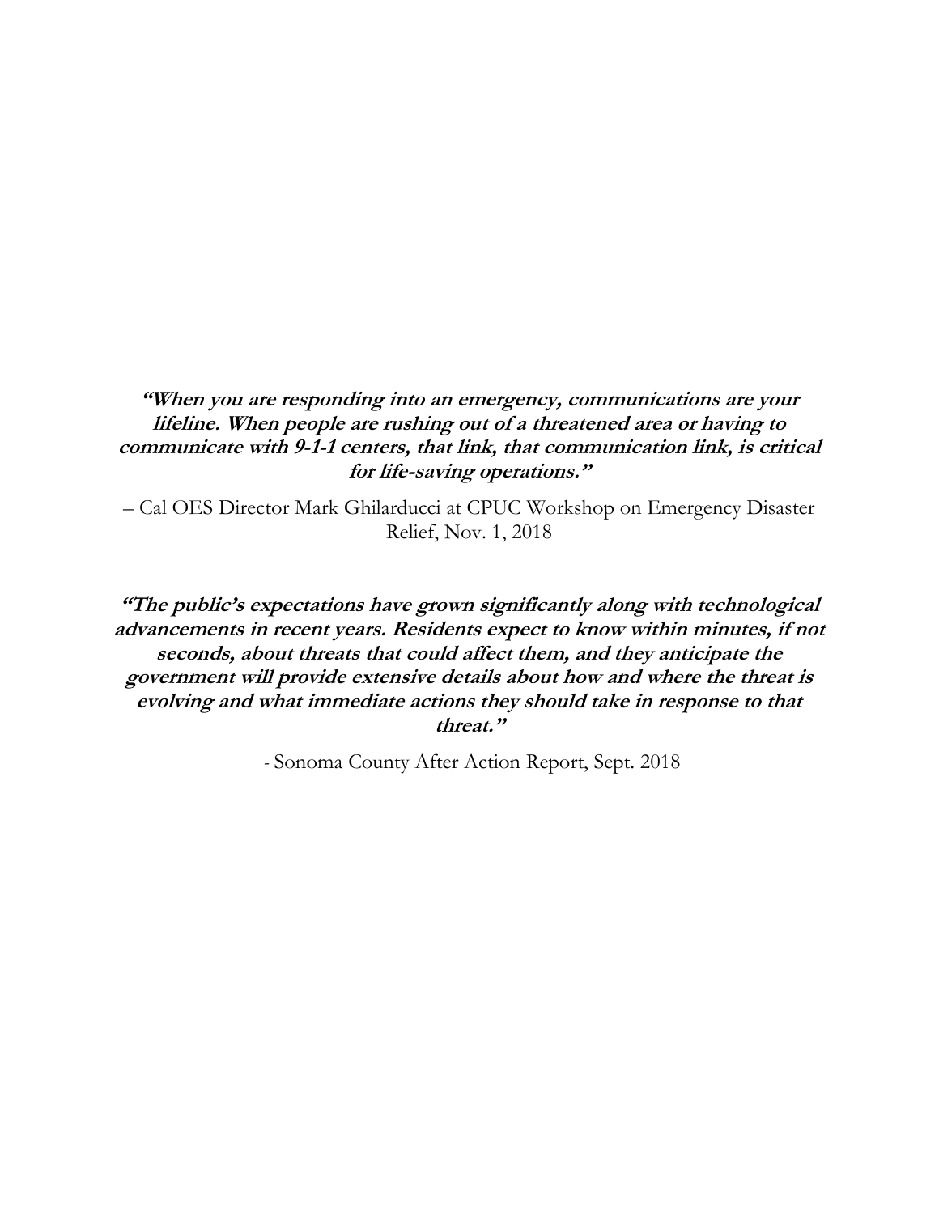***"When you are responding into an emergency, communications are your lifeline. When people are rushing out of a threatened area or having to communicate with 9-1-1 centers, that link, that communication link, is critical for life-saving operations."***

– Cal OES Director Mark Ghilarducci at CPUC Workshop on Emergency Disaster Relief, Nov. 1, 2018

***"The public's expectations have grown significantly along with technological advancements in recent years. Residents expect to know within minutes, if not seconds, about threats that could affect them, and they anticipate the government will provide extensive details about how and where the threat is evolving and what immediate actions they should take in response to that threat."***

- Sonoma County After Action Report, Sept. 2018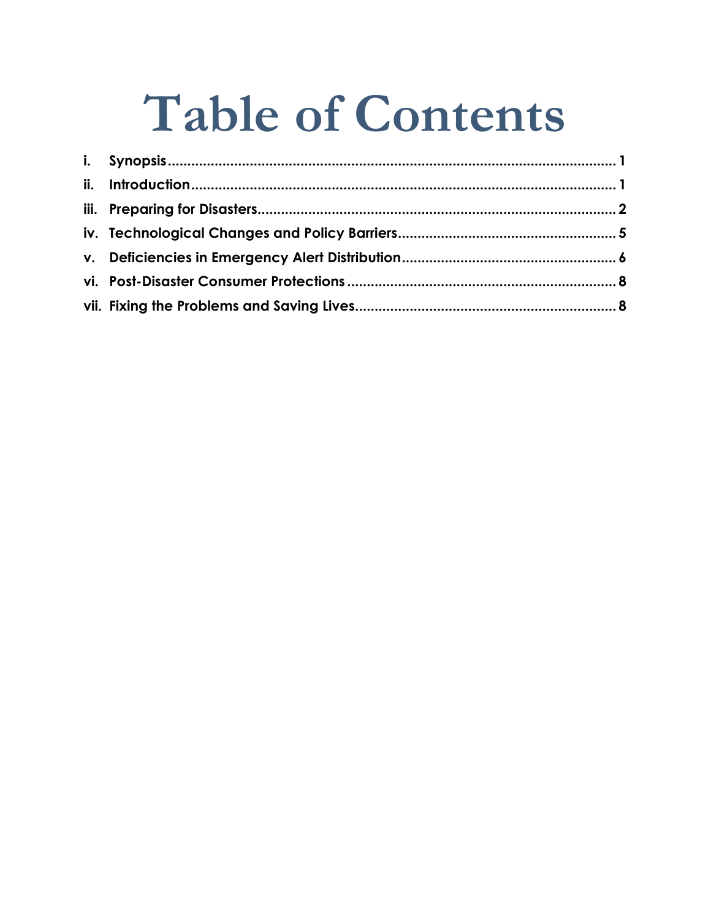# Table of Contents

i. **Synopsis** .................................................. 1

ii. **Introduction** .................................................. 1

iii. **Preparing for Disasters** .................................................. 2

iv. **Technological Changes and Policy Barriers** .................................................. 5

v. **Deficiencies in Emergency Alert Distribution** .................................................. 6

vi. **Post-Disaster Consumer Protections** .................................................. 8

vii. **Fixing the Problems and Saving Lives** .................................................. 8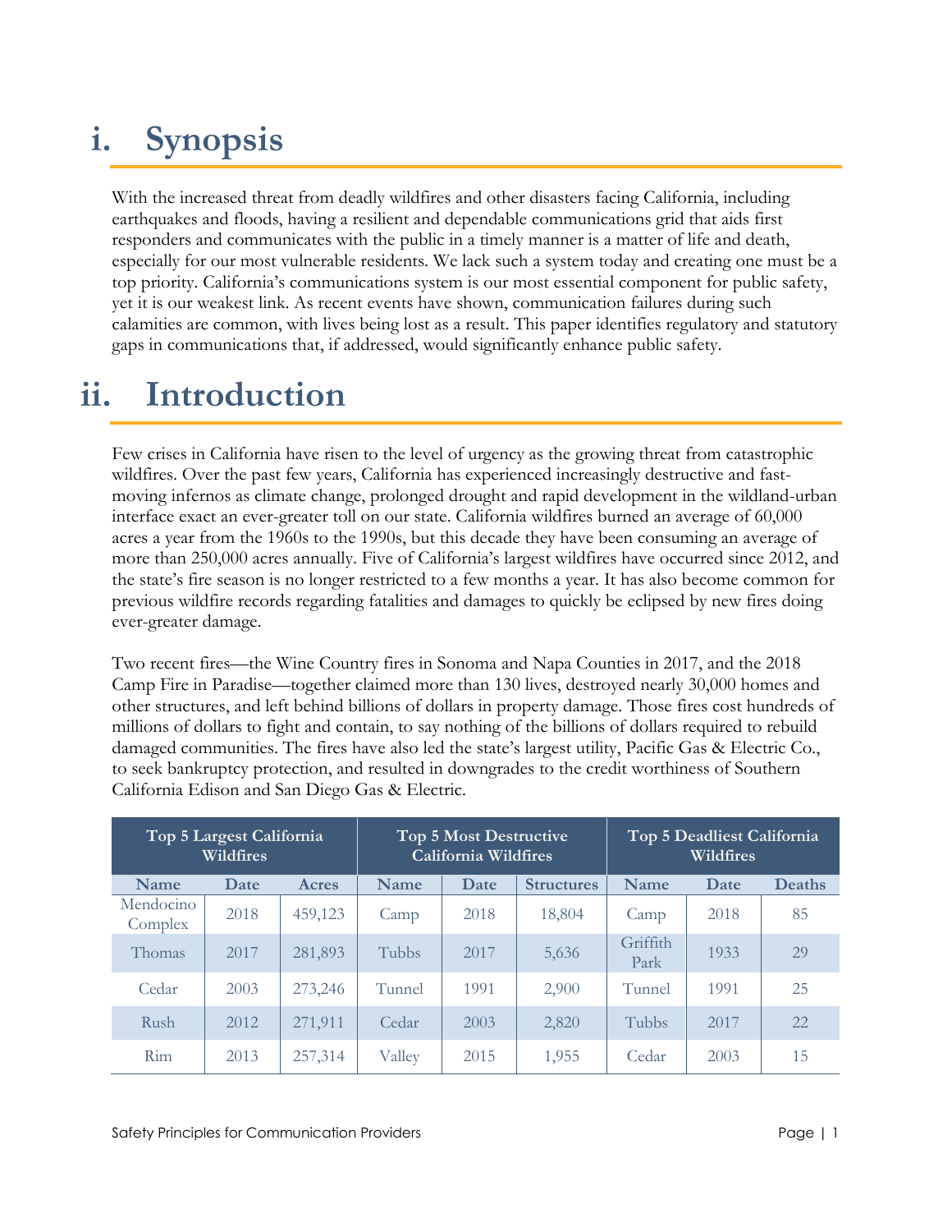# i. Synopsis

With the increased threat from deadly wildfires and other disasters facing California, including earthquakes and floods, having a resilient and dependable communications grid that aids first responders and communicates with the public in a timely manner is a matter of life and death, especially for our most vulnerable residents. We lack such a system today and creating one must be a top priority. California's communications system is our most essential component for public safety, yet it is our weakest link. As recent events have shown, communication failures during such calamities are common, with lives being lost as a result. This paper identifies regulatory and statutory gaps in communications that, if addressed, would significantly enhance public safety.

# ii. Introduction

Few crises in California have risen to the level of urgency as the growing threat from catastrophic wildfires. Over the past few years, California has experienced increasingly destructive and fast-moving infernos as climate change, prolonged drought and rapid development in the wildland-urban interface exact an ever-greater toll on our state. California wildfires burned an average of 60,000 acres a year from the 1960s to the 1990s, but this decade they have been consuming an average of more than 250,000 acres annually. Five of California's largest wildfires have occurred since 2012, and the state's fire season is no longer restricted to a few months a year. It has also become common for previous wildfire records regarding fatalities and damages to quickly be eclipsed by new fires doing ever-greater damage.

Two recent fires—the Wine Country fires in Sonoma and Napa Counties in 2017, and the 2018 Camp Fire in Paradise—together claimed more than 130 lives, destroyed nearly 30,000 homes and other structures, and left behind billions of dollars in property damage. Those fires cost hundreds of millions of dollars to fight and contain, to say nothing of the billions of dollars required to rebuild damaged communities. The fires have also led the state's largest utility, Pacific Gas & Electric Co., to seek bankruptcy protection, and resulted in downgrades to the credit worthiness of Southern California Edison and San Diego Gas & Electric.

| Top 5 Largest California Wildfires | | | Top 5 Most Destructive California Wildfires | | | Top 5 Deadliest California Wildfires | | |
|---|---|---|---|---|---|---|---|---|
| Name | Date | Acres | Name | Date | Structures | Name | Date | Deaths |
| Mendocino Complex | 2018 | 459,123 | Camp | 2018 | 18,804 | Camp | 2018 | 85 |
| Thomas | 2017 | 281,893 | Tubbs | 2017 | 5,636 | Griffith Park | 1933 | 29 |
| Cedar | 2003 | 273,246 | Tunnel | 1991 | 2,900 | Tunnel | 1991 | 25 |
| Rush | 2012 | 271,911 | Cedar | 2003 | 2,820 | Tubbs | 2017 | 22 |
| Rim | 2013 | 257,314 | Valley | 2015 | 1,955 | Cedar | 2003 | 15 |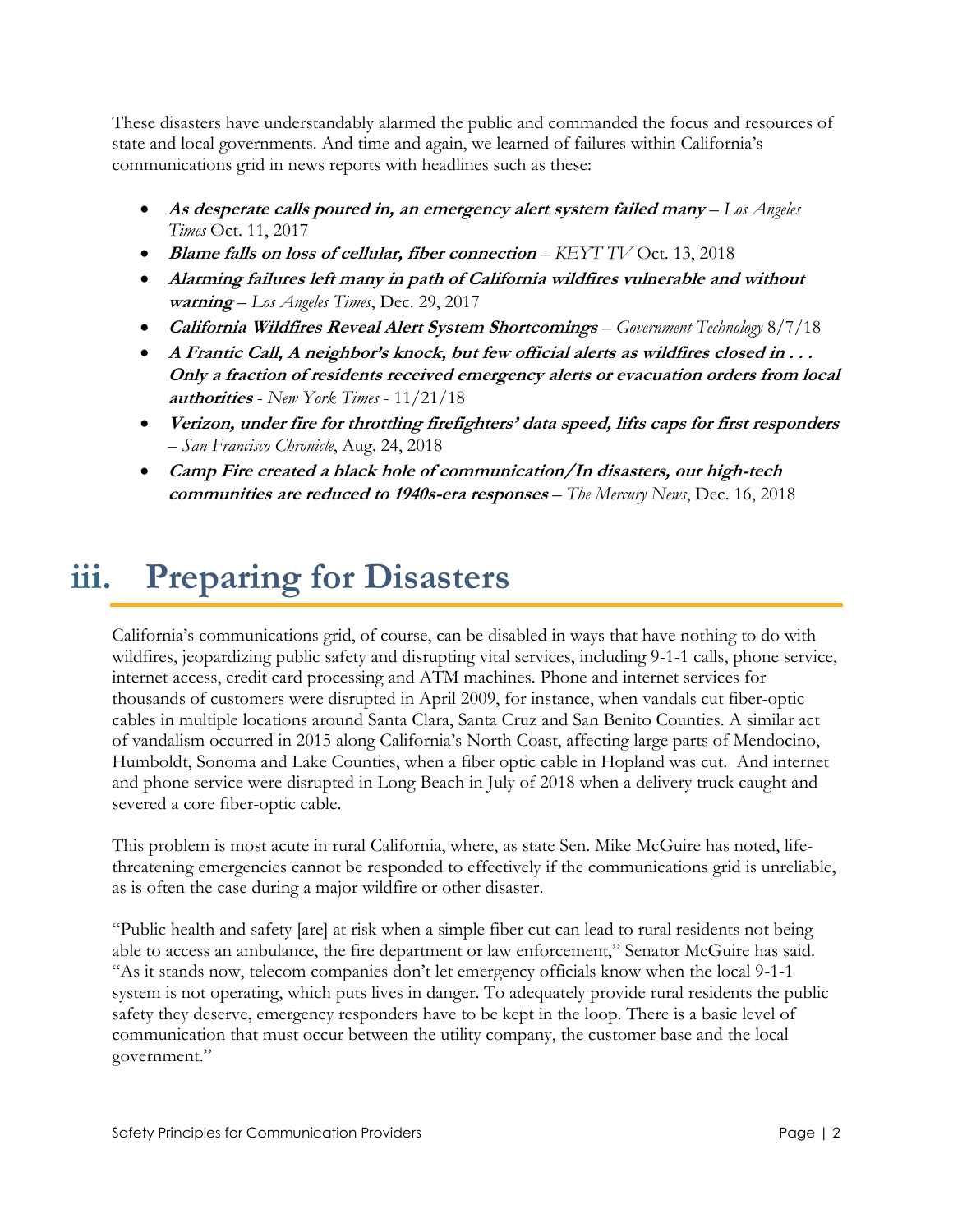These disasters have understandably alarmed the public and commanded the focus and resources of state and local governments. And time and again, we learned of failures within California's communications grid in news reports with headlines such as these:

- ***As desperate calls poured in, an emergency alert system failed many*** – *Los Angeles Times* Oct. 11, 2017
- ***Blame falls on loss of cellular, fiber connection*** – *KEYT TV* Oct. 13, 2018
- ***Alarming failures left many in path of California wildfires vulnerable and without warning*** – *Los Angeles Times*, Dec. 29, 2017
- ***California Wildfires Reveal Alert System Shortcomings*** – *Government Technology* 8/7/18
- ***A Frantic Call, A neighbor's knock, but few official alerts as wildfires closed in . . . Only a fraction of residents received emergency alerts or evacuation orders from local authorities*** - *New York Times* - 11/21/18
- ***Verizon, under fire for throttling firefighters' data speed, lifts caps for first responders*** – *San Francisco Chronicle*, Aug. 24, 2018
- ***Camp Fire created a black hole of communication/In disasters, our high-tech communities are reduced to 1940s-era responses*** – *The Mercury News*, Dec. 16, 2018

# iii. Preparing for Disasters

California's communications grid, of course, can be disabled in ways that have nothing to do with wildfires, jeopardizing public safety and disrupting vital services, including 9-1-1 calls, phone service, internet access, credit card processing and ATM machines. Phone and internet services for thousands of customers were disrupted in April 2009, for instance, when vandals cut fiber-optic cables in multiple locations around Santa Clara, Santa Cruz and San Benito Counties. A similar act of vandalism occurred in 2015 along California's North Coast, affecting large parts of Mendocino, Humboldt, Sonoma and Lake Counties, when a fiber optic cable in Hopland was cut. And internet and phone service were disrupted in Long Beach in July of 2018 when a delivery truck caught and severed a core fiber-optic cable.

This problem is most acute in rural California, where, as state Sen. Mike McGuire has noted, life-threatening emergencies cannot be responded to effectively if the communications grid is unreliable, as is often the case during a major wildfire or other disaster.

"Public health and safety [are] at risk when a simple fiber cut can lead to rural residents not being able to access an ambulance, the fire department or law enforcement," Senator McGuire has said. "As it stands now, telecom companies don't let emergency officials know when the local 9-1-1 system is not operating, which puts lives in danger. To adequately provide rural residents the public safety they deserve, emergency responders have to be kept in the loop. There is a basic level of communication that must occur between the utility company, the customer base and the local government."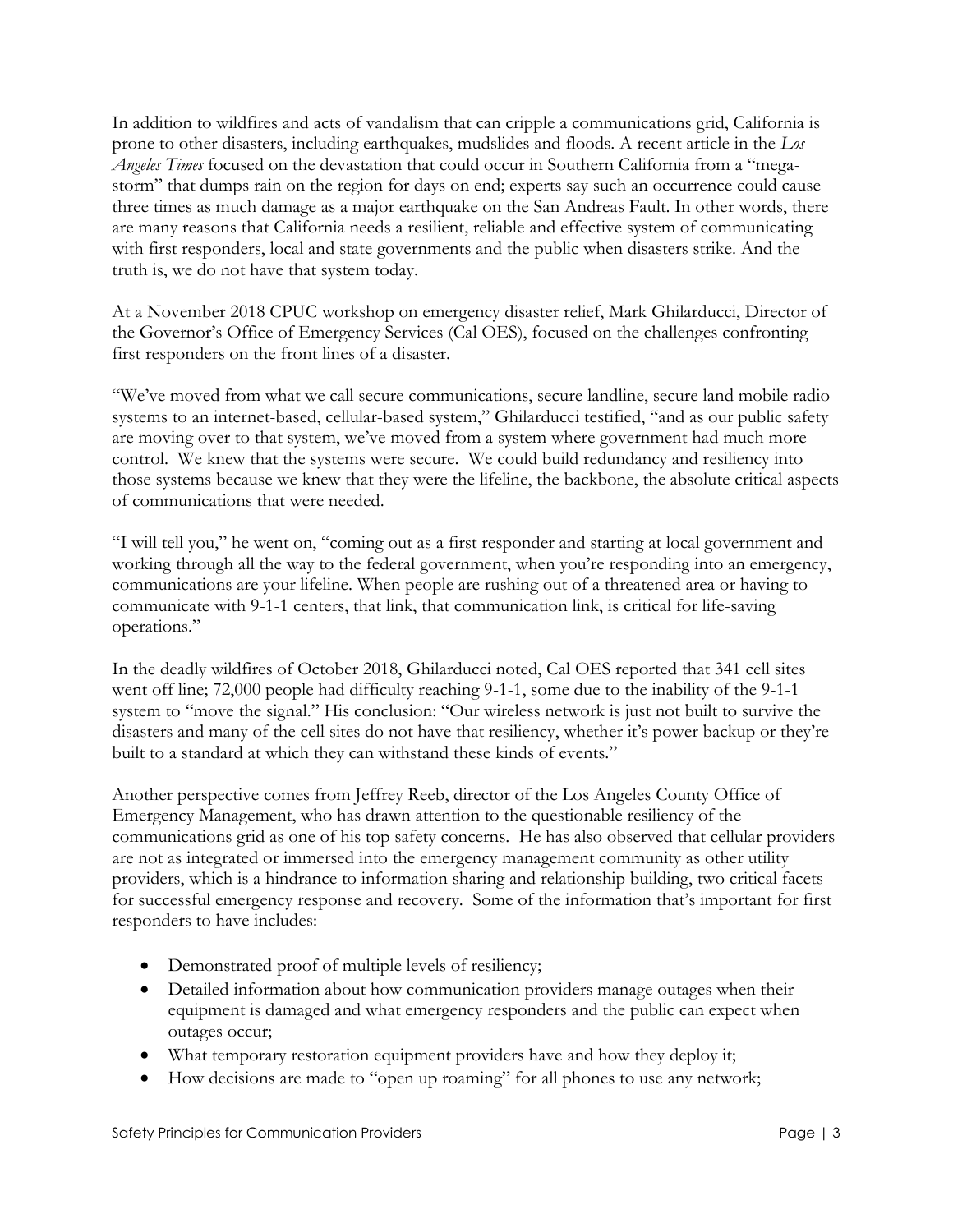In addition to wildfires and acts of vandalism that can cripple a communications grid, California is prone to other disasters, including earthquakes, mudslides and floods. A recent article in the *Los Angeles Times* focused on the devastation that could occur in Southern California from a "mega-storm" that dumps rain on the region for days on end; experts say such an occurrence could cause three times as much damage as a major earthquake on the San Andreas Fault. In other words, there are many reasons that California needs a resilient, reliable and effective system of communicating with first responders, local and state governments and the public when disasters strike. And the truth is, we do not have that system today.

At a November 2018 CPUC workshop on emergency disaster relief, Mark Ghilarducci, Director of the Governor's Office of Emergency Services (Cal OES), focused on the challenges confronting first responders on the front lines of a disaster.

"We've moved from what we call secure communications, secure landline, secure land mobile radio systems to an internet-based, cellular-based system," Ghilarducci testified, "and as our public safety are moving over to that system, we've moved from a system where government had much more control. We knew that the systems were secure. We could build redundancy and resiliency into those systems because we knew that they were the lifeline, the backbone, the absolute critical aspects of communications that were needed.

"I will tell you," he went on, "coming out as a first responder and starting at local government and working through all the way to the federal government, when you're responding into an emergency, communications are your lifeline. When people are rushing out of a threatened area or having to communicate with 9-1-1 centers, that link, that communication link, is critical for life-saving operations."

In the deadly wildfires of October 2018, Ghilarducci noted, Cal OES reported that 341 cell sites went off line; 72,000 people had difficulty reaching 9-1-1, some due to the inability of the 9-1-1 system to "move the signal." His conclusion: "Our wireless network is just not built to survive the disasters and many of the cell sites do not have that resiliency, whether it's power backup or they're built to a standard at which they can withstand these kinds of events."

Another perspective comes from Jeffrey Reeb, director of the Los Angeles County Office of Emergency Management, who has drawn attention to the questionable resiliency of the communications grid as one of his top safety concerns. He has also observed that cellular providers are not as integrated or immersed into the emergency management community as other utility providers, which is a hindrance to information sharing and relationship building, two critical facets for successful emergency response and recovery. Some of the information that's important for first responders to have includes:

- Demonstrated proof of multiple levels of resiliency;
- Detailed information about how communication providers manage outages when their equipment is damaged and what emergency responders and the public can expect when outages occur;
- What temporary restoration equipment providers have and how they deploy it;
- How decisions are made to "open up roaming" for all phones to use any network;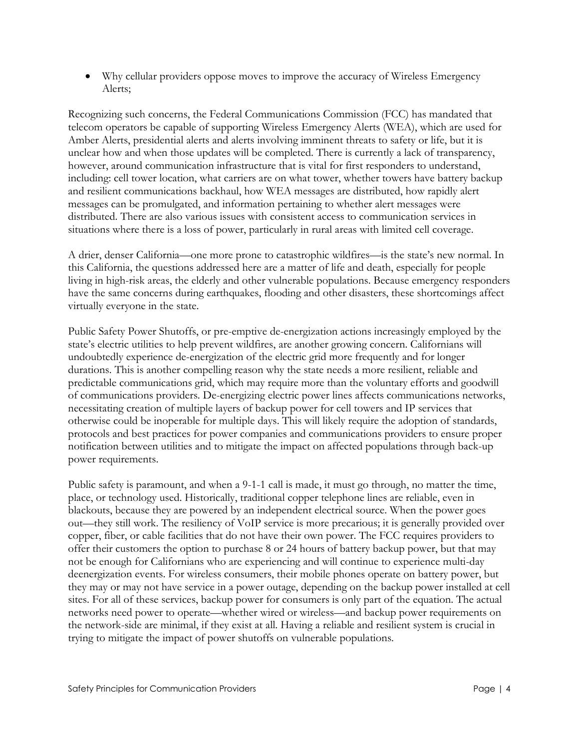- Why cellular providers oppose moves to improve the accuracy of Wireless Emergency Alerts;

Recognizing such concerns, the Federal Communications Commission (FCC) has mandated that telecom operators be capable of supporting Wireless Emergency Alerts (WEA), which are used for Amber Alerts, presidential alerts and alerts involving imminent threats to safety or life, but it is unclear how and when those updates will be completed. There is currently a lack of transparency, however, around communication infrastructure that is vital for first responders to understand, including: cell tower location, what carriers are on what tower, whether towers have battery backup and resilient communications backhaul, how WEA messages are distributed, how rapidly alert messages can be promulgated, and information pertaining to whether alert messages were distributed. There are also various issues with consistent access to communication services in situations where there is a loss of power, particularly in rural areas with limited cell coverage.

A drier, denser California—one more prone to catastrophic wildfires—is the state's new normal. In this California, the questions addressed here are a matter of life and death, especially for people living in high-risk areas, the elderly and other vulnerable populations. Because emergency responders have the same concerns during earthquakes, flooding and other disasters, these shortcomings affect virtually everyone in the state.

Public Safety Power Shutoffs, or pre-emptive de-energization actions increasingly employed by the state's electric utilities to help prevent wildfires, are another growing concern. Californians will undoubtedly experience de-energization of the electric grid more frequently and for longer durations. This is another compelling reason why the state needs a more resilient, reliable and predictable communications grid, which may require more than the voluntary efforts and goodwill of communications providers. De-energizing electric power lines affects communications networks, necessitating creation of multiple layers of backup power for cell towers and IP services that otherwise could be inoperable for multiple days. This will likely require the adoption of standards, protocols and best practices for power companies and communications providers to ensure proper notification between utilities and to mitigate the impact on affected populations through back-up power requirements.

Public safety is paramount, and when a 9-1-1 call is made, it must go through, no matter the time, place, or technology used. Historically, traditional copper telephone lines are reliable, even in blackouts, because they are powered by an independent electrical source. When the power goes out—they still work. The resiliency of VoIP service is more precarious; it is generally provided over copper, fiber, or cable facilities that do not have their own power. The FCC requires providers to offer their customers the option to purchase 8 or 24 hours of battery backup power, but that may not be enough for Californians who are experiencing and will continue to experience multi-day deenergization events. For wireless consumers, their mobile phones operate on battery power, but they may or may not have service in a power outage, depending on the backup power installed at cell sites. For all of these services, backup power for consumers is only part of the equation. The actual networks need power to operate—whether wired or wireless—and backup power requirements on the network-side are minimal, if they exist at all. Having a reliable and resilient system is crucial in trying to mitigate the impact of power shutoffs on vulnerable populations.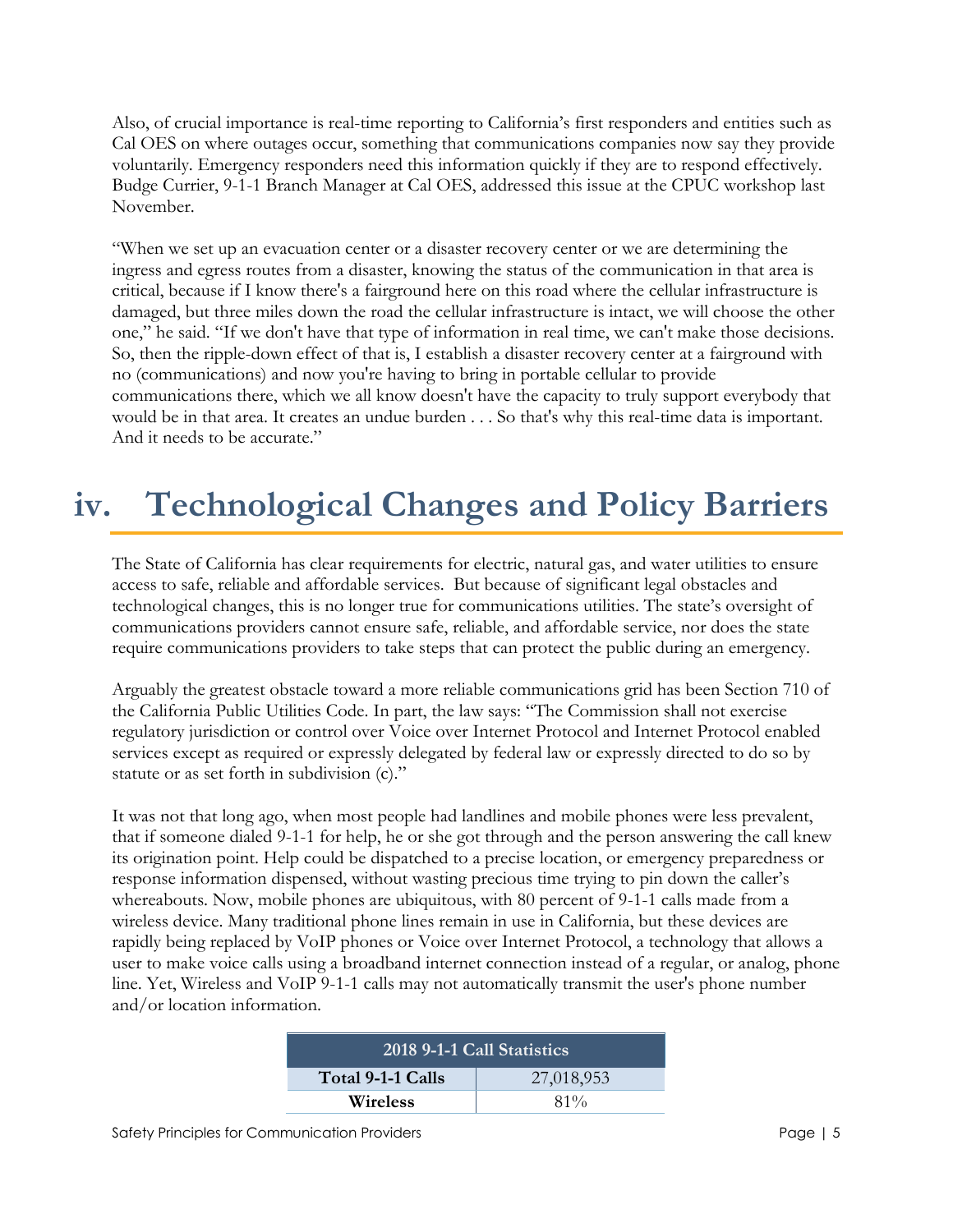Also, of crucial importance is real-time reporting to California's first responders and entities such as Cal OES on where outages occur, something that communications companies now say they provide voluntarily. Emergency responders need this information quickly if they are to respond effectively. Budge Currier, 9-1-1 Branch Manager at Cal OES, addressed this issue at the CPUC workshop last November.

"When we set up an evacuation center or a disaster recovery center or we are determining the ingress and egress routes from a disaster, knowing the status of the communication in that area is critical, because if I know there's a fairground here on this road where the cellular infrastructure is damaged, but three miles down the road the cellular infrastructure is intact, we will choose the other one," he said. "If we don't have that type of information in real time, we can't make those decisions. So, then the ripple-down effect of that is, I establish a disaster recovery center at a fairground with no (communications) and now you're having to bring in portable cellular to provide communications there, which we all know doesn't have the capacity to truly support everybody that would be in that area. It creates an undue burden . . . So that's why this real-time data is important. And it needs to be accurate."

# iv. Technological Changes and Policy Barriers

The State of California has clear requirements for electric, natural gas, and water utilities to ensure access to safe, reliable and affordable services. But because of significant legal obstacles and technological changes, this is no longer true for communications utilities. The state's oversight of communications providers cannot ensure safe, reliable, and affordable service, nor does the state require communications providers to take steps that can protect the public during an emergency.

Arguably the greatest obstacle toward a more reliable communications grid has been Section 710 of the California Public Utilities Code. In part, the law says: "The Commission shall not exercise regulatory jurisdiction or control over Voice over Internet Protocol and Internet Protocol enabled services except as required or expressly delegated by federal law or expressly directed to do so by statute or as set forth in subdivision (c)."

It was not that long ago, when most people had landlines and mobile phones were less prevalent, that if someone dialed 9-1-1 for help, he or she got through and the person answering the call knew its origination point. Help could be dispatched to a precise location, or emergency preparedness or response information dispensed, without wasting precious time trying to pin down the caller's whereabouts. Now, mobile phones are ubiquitous, with 80 percent of 9-1-1 calls made from a wireless device. Many traditional phone lines remain in use in California, but these devices are rapidly being replaced by VoIP phones or Voice over Internet Protocol, a technology that allows a user to make voice calls using a broadband internet connection instead of a regular, or analog, phone line. Yet, Wireless and VoIP 9-1-1 calls may not automatically transmit the user's phone number and/or location information.

| 2018 9-1-1 Call Statistics | |
|---|---|
| **Total 9-1-1 Calls** | 27,018,953 |
| **Wireless** | 81% |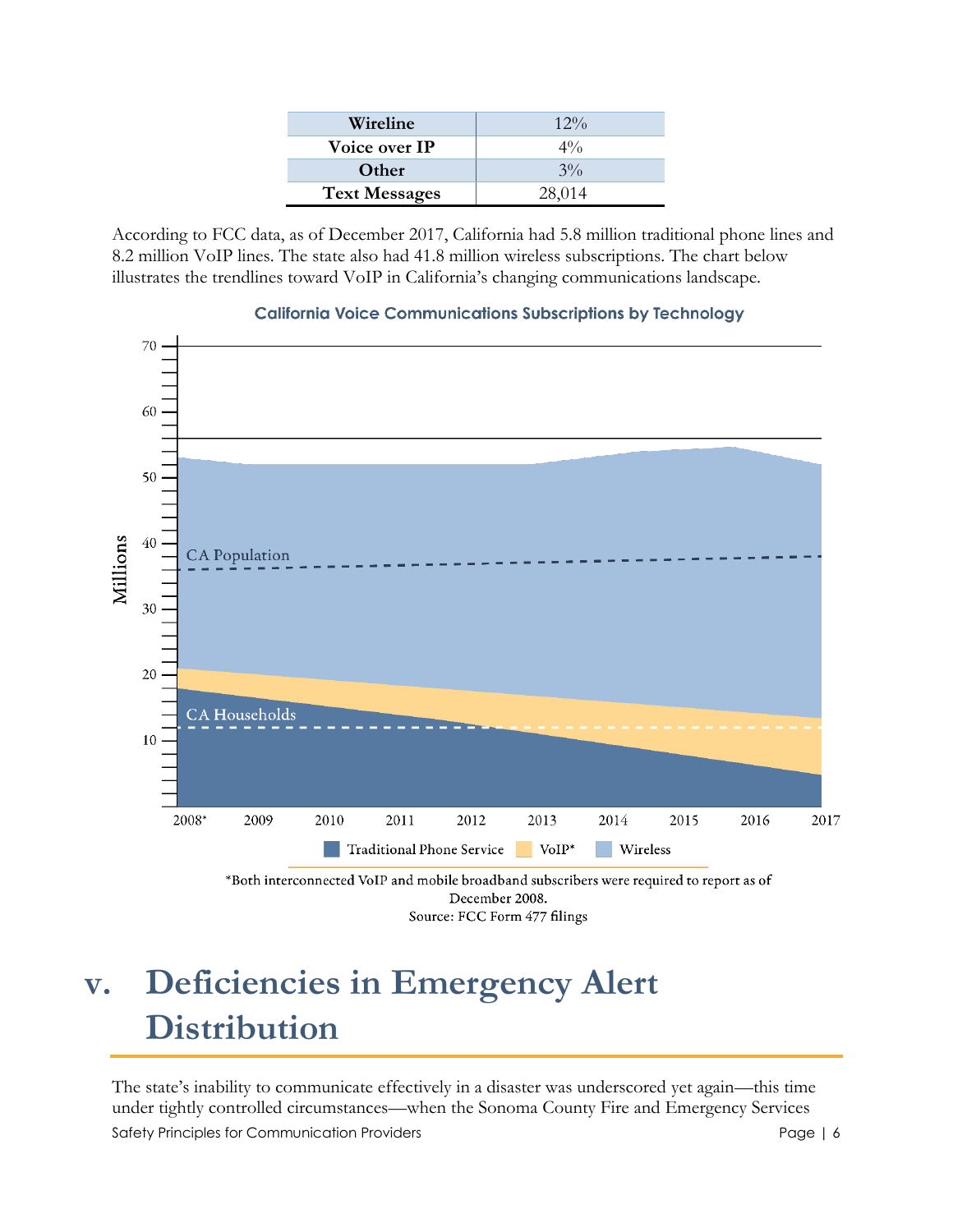| | |
|---|---|
| **Wireline** | 12% |
| **Voice over IP** | 4% |
| **Other** | 3% |
| **Text Messages** | 28,014 |

According to FCC data, as of December 2017, California had 5.8 million traditional phone lines and 8.2 million VoIP lines. The state also had 41.8 million wireless subscriptions. The chart below illustrates the trendlines toward VoIP in California's changing communications landscape.

California Voice Communications Subscriptions by Technology

Millions

70
60
50
40
30
20
10

CA Population

CA Households

2008* 2009 2010 2011 2012 2013 2014 2015 2016 2017

Traditional Phone Service VoIP* Wireless

*Both interconnected VoIP and mobile broadband subscribers were required to report as of December 2008.
Source: FCC Form 477 filings

# v. Deficiencies in Emergency Alert Distribution

The state's inability to communicate effectively in a disaster was underscored yet again—this time under tightly controlled circumstances—when the Sonoma County Fire and Emergency Services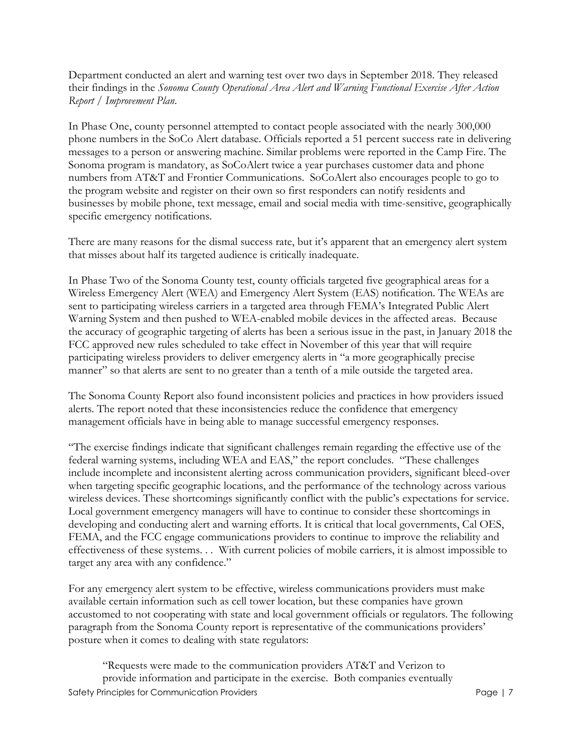Department conducted an alert and warning test over two days in September 2018. They released their findings in the *Sonoma County Operational Area Alert and Warning Functional Exercise After Action Report / Improvement Plan*.

In Phase One, county personnel attempted to contact people associated with the nearly 300,000 phone numbers in the SoCo Alert database. Officials reported a 51 percent success rate in delivering messages to a person or answering machine. Similar problems were reported in the Camp Fire. The Sonoma program is mandatory, as SoCoAlert twice a year purchases customer data and phone numbers from AT&T and Frontier Communications. SoCoAlert also encourages people to go to the program website and register on their own so first responders can notify residents and businesses by mobile phone, text message, email and social media with time-sensitive, geographically specific emergency notifications.

There are many reasons for the dismal success rate, but it's apparent that an emergency alert system that misses about half its targeted audience is critically inadequate.

In Phase Two of the Sonoma County test, county officials targeted five geographical areas for a Wireless Emergency Alert (WEA) and Emergency Alert System (EAS) notification. The WEAs are sent to participating wireless carriers in a targeted area through FEMA's Integrated Public Alert Warning System and then pushed to WEA-enabled mobile devices in the affected areas. Because the accuracy of geographic targeting of alerts has been a serious issue in the past, in January 2018 the FCC approved new rules scheduled to take effect in November of this year that will require participating wireless providers to deliver emergency alerts in "a more geographically precise manner" so that alerts are sent to no greater than a tenth of a mile outside the targeted area.

The Sonoma County Report also found inconsistent policies and practices in how providers issued alerts. The report noted that these inconsistencies reduce the confidence that emergency management officials have in being able to manage successful emergency responses.

"The exercise findings indicate that significant challenges remain regarding the effective use of the federal warning systems, including WEA and EAS," the report concludes. "These challenges include incomplete and inconsistent alerting across communication providers, significant bleed-over when targeting specific geographic locations, and the performance of the technology across various wireless devices. These shortcomings significantly conflict with the public's expectations for service. Local government emergency managers will have to continue to consider these shortcomings in developing and conducting alert and warning efforts. It is critical that local governments, Cal OES, FEMA, and the FCC engage communications providers to continue to improve the reliability and effectiveness of these systems. . . With current policies of mobile carriers, it is almost impossible to target any area with any confidence."

For any emergency alert system to be effective, wireless communications providers must make available certain information such as cell tower location, but these companies have grown accustomed to not cooperating with state and local government officials or regulators. The following paragraph from the Sonoma County report is representative of the communications providers' posture when it comes to dealing with state regulators:

> "Requests were made to the communication providers AT&T and Verizon to provide information and participate in the exercise. Both companies eventually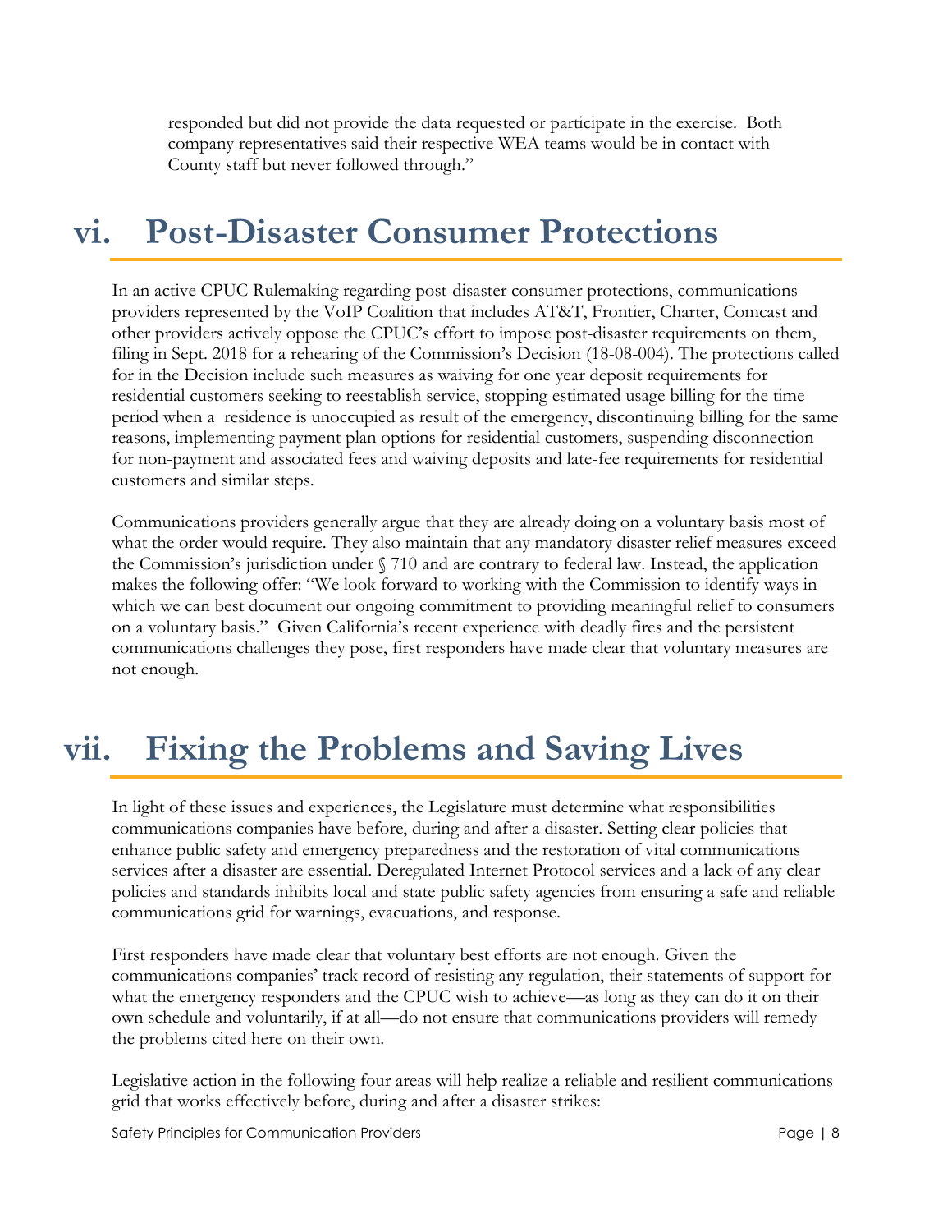responded but did not provide the data requested or participate in the exercise. Both company representatives said their respective WEA teams would be in contact with County staff but never followed through."

# vi. Post-Disaster Consumer Protections

In an active CPUC Rulemaking regarding post-disaster consumer protections, communications providers represented by the VoIP Coalition that includes AT&T, Frontier, Charter, Comcast and other providers actively oppose the CPUC's effort to impose post-disaster requirements on them, filing in Sept. 2018 for a rehearing of the Commission's Decision (18-08-004). The protections called for in the Decision include such measures as waiving for one year deposit requirements for residential customers seeking to reestablish service, stopping estimated usage billing for the time period when a residence is unoccupied as result of the emergency, discontinuing billing for the same reasons, implementing payment plan options for residential customers, suspending disconnection for non-payment and associated fees and waiving deposits and late-fee requirements for residential customers and similar steps.

Communications providers generally argue that they are already doing on a voluntary basis most of what the order would require. They also maintain that any mandatory disaster relief measures exceed the Commission's jurisdiction under § 710 and are contrary to federal law. Instead, the application makes the following offer: "We look forward to working with the Commission to identify ways in which we can best document our ongoing commitment to providing meaningful relief to consumers on a voluntary basis." Given California's recent experience with deadly fires and the persistent communications challenges they pose, first responders have made clear that voluntary measures are not enough.

# vii. Fixing the Problems and Saving Lives

In light of these issues and experiences, the Legislature must determine what responsibilities communications companies have before, during and after a disaster. Setting clear policies that enhance public safety and emergency preparedness and the restoration of vital communications services after a disaster are essential. Deregulated Internet Protocol services and a lack of any clear policies and standards inhibits local and state public safety agencies from ensuring a safe and reliable communications grid for warnings, evacuations, and response.

First responders have made clear that voluntary best efforts are not enough. Given the communications companies' track record of resisting any regulation, their statements of support for what the emergency responders and the CPUC wish to achieve—as long as they can do it on their own schedule and voluntarily, if at all—do not ensure that communications providers will remedy the problems cited here on their own.

Legislative action in the following four areas will help realize a reliable and resilient communications grid that works effectively before, during and after a disaster strikes: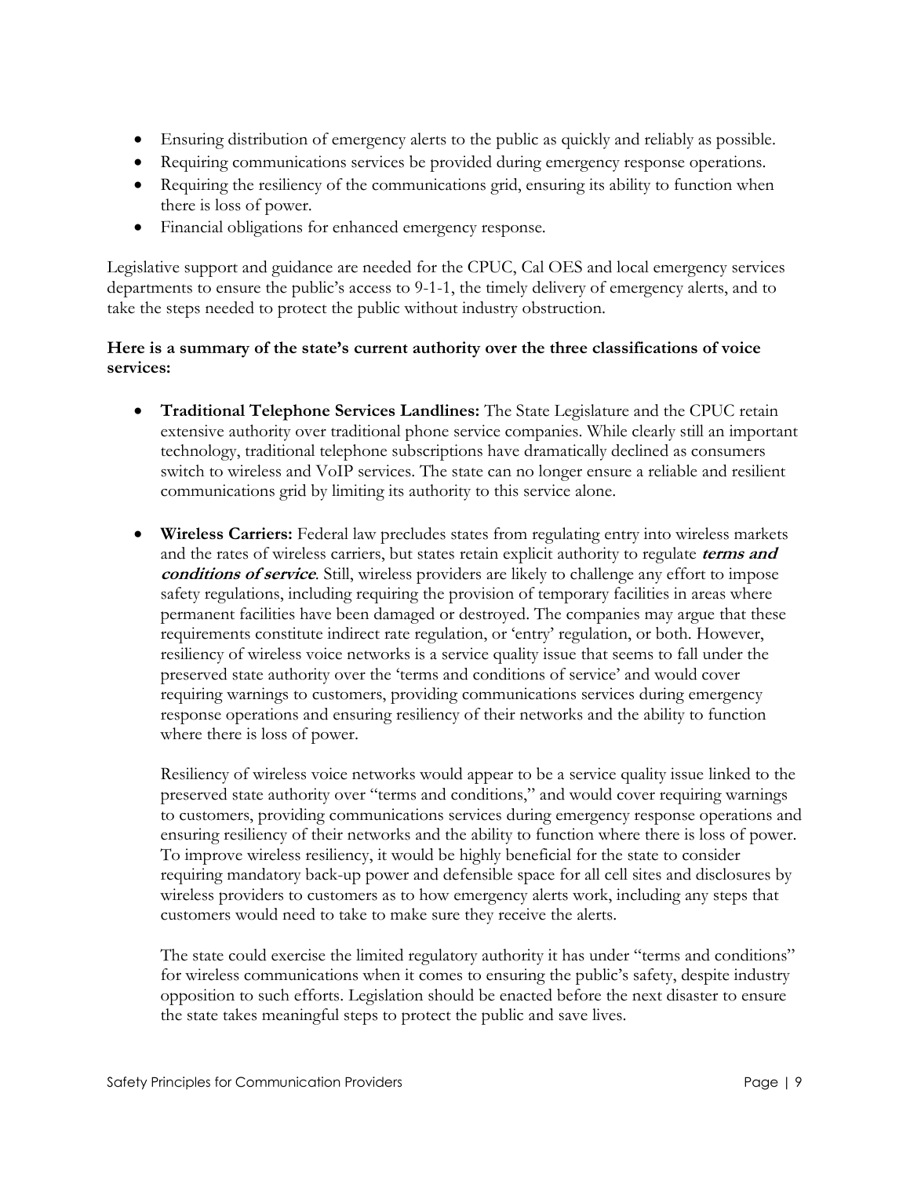- Ensuring distribution of emergency alerts to the public as quickly and reliably as possible.
- Requiring communications services be provided during emergency response operations.
- Requiring the resiliency of the communications grid, ensuring its ability to function when there is loss of power.
- Financial obligations for enhanced emergency response.

Legislative support and guidance are needed for the CPUC, Cal OES and local emergency services departments to ensure the public's access to 9-1-1, the timely delivery of emergency alerts, and to take the steps needed to protect the public without industry obstruction.

**Here is a summary of the state's current authority over the three classifications of voice services:**

- **Traditional Telephone Services Landlines:** The State Legislature and the CPUC retain extensive authority over traditional phone service companies. While clearly still an important technology, traditional telephone subscriptions have dramatically declined as consumers switch to wireless and VoIP services. The state can no longer ensure a reliable and resilient communications grid by limiting its authority to this service alone.

- **Wireless Carriers:** Federal law precludes states from regulating entry into wireless markets and the rates of wireless carriers, but states retain explicit authority to regulate ***terms and conditions of service***. Still, wireless providers are likely to challenge any effort to impose safety regulations, including requiring the provision of temporary facilities in areas where permanent facilities have been damaged or destroyed. The companies may argue that these requirements constitute indirect rate regulation, or 'entry' regulation, or both. However, resiliency of wireless voice networks is a service quality issue that seems to fall under the preserved state authority over the 'terms and conditions of service' and would cover requiring warnings to customers, providing communications services during emergency response operations and ensuring resiliency of their networks and the ability to function where there is loss of power.

  Resiliency of wireless voice networks would appear to be a service quality issue linked to the preserved state authority over "terms and conditions," and would cover requiring warnings to customers, providing communications services during emergency response operations and ensuring resiliency of their networks and the ability to function where there is loss of power. To improve wireless resiliency, it would be highly beneficial for the state to consider requiring mandatory back-up power and defensible space for all cell sites and disclosures by wireless providers to customers as to how emergency alerts work, including any steps that customers would need to take to make sure they receive the alerts.

  The state could exercise the limited regulatory authority it has under "terms and conditions" for wireless communications when it comes to ensuring the public's safety, despite industry opposition to such efforts. Legislation should be enacted before the next disaster to ensure the state takes meaningful steps to protect the public and save lives.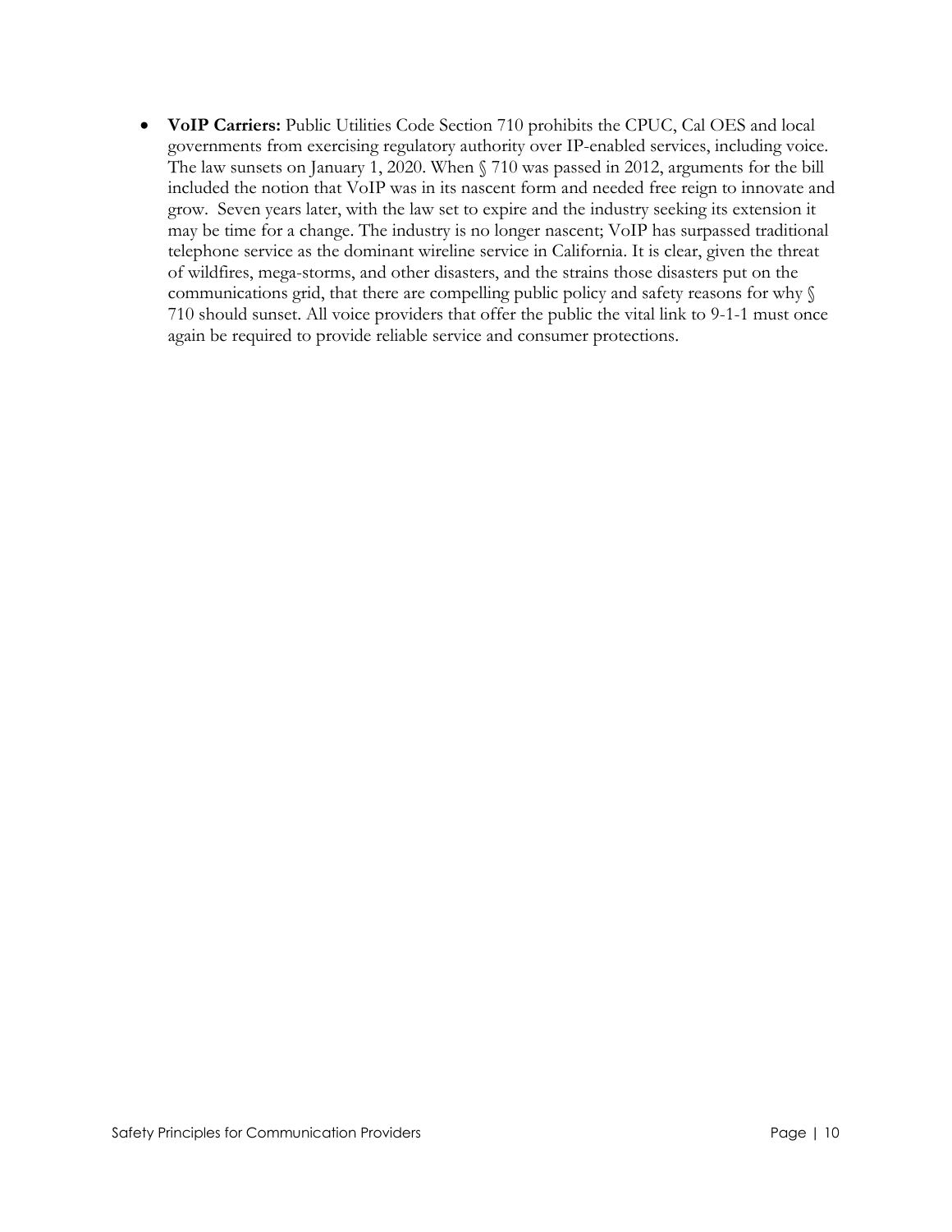- **VoIP Carriers:** Public Utilities Code Section 710 prohibits the CPUC, Cal OES and local governments from exercising regulatory authority over IP-enabled services, including voice. The law sunsets on January 1, 2020. When § 710 was passed in 2012, arguments for the bill included the notion that VoIP was in its nascent form and needed free reign to innovate and grow. Seven years later, with the law set to expire and the industry seeking its extension it may be time for a change. The industry is no longer nascent; VoIP has surpassed traditional telephone service as the dominant wireline service in California. It is clear, given the threat of wildfires, mega-storms, and other disasters, and the strains those disasters put on the communications grid, that there are compelling public policy and safety reasons for why § 710 should sunset. All voice providers that offer the public the vital link to 9-1-1 must once again be required to provide reliable service and consumer protections.